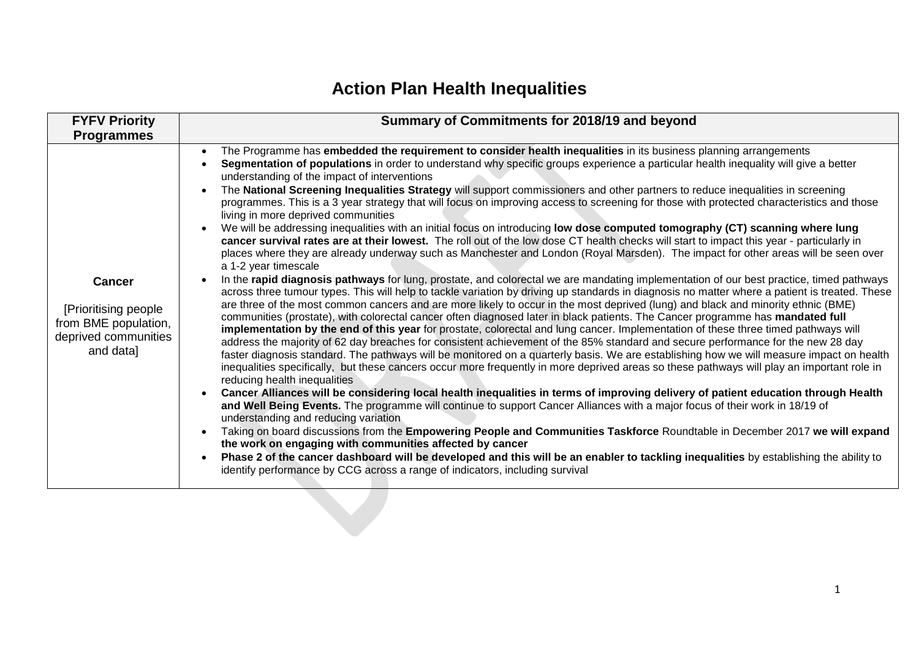# Action Plan Health Inequalities

| FYFV Priority Programmes | Summary of Commitments for 2018/19 and beyond |
|---|---|
| **Cancer**<br><br>[Prioritising people from BME population, deprived communities and data] | • The Programme has **embedded the requirement to consider health inequalities** in its business planning arrangements<br>• **Segmentation of populations** in order to understand why specific groups experience a particular health inequality will give a better understanding of the impact of interventions<br>• The **National Screening Inequalities Strategy** will support commissioners and other partners to reduce inequalities in screening programmes. This is a 3 year strategy that will focus on improving access to screening for those with protected characteristics and those living in more deprived communities<br>• We will be addressing inequalities with an initial focus on introducing **low dose computed tomography (CT) scanning where lung cancer survival rates are at their lowest.** The roll out of the low dose CT health checks will start to impact this year - particularly in places where they are already underway such as Manchester and London (Royal Marsden). The impact for other areas will be seen over a 1-2 year timescale<br>• In the **rapid diagnosis pathways** for lung, prostate, and colorectal we are mandating implementation of our best practice, timed pathways across three tumour types. This will help to tackle variation by driving up standards in diagnosis no matter where a patient is treated. These are three of the most common cancers and are more likely to occur in the most deprived (lung) and black and minority ethnic (BME) communities (prostate), with colorectal cancer often diagnosed later in black patients. The Cancer programme has **mandated full implementation by the end of this year** for prostate, colorectal and lung cancer. Implementation of these three timed pathways will address the majority of 62 day breaches for consistent achievement of the 85% standard and secure performance for the new 28 day faster diagnosis standard. The pathways will be monitored on a quarterly basis. We are establishing how we will measure impact on health inequalities specifically, but these cancers occur more frequently in more deprived areas so these pathways will play an important role in reducing health inequalities<br>• **Cancer Alliances will be considering local health inequalities in terms of improving delivery of patient education through Health and Well Being Events.** The programme will continue to support Cancer Alliances with a major focus of their work in 18/19 of understanding and reducing variation<br>• Taking on board discussions from the **Empowering People and Communities Taskforce** Roundtable in December 2017 **we will expand the work on engaging with communities affected by cancer**<br>• **Phase 2 of the cancer dashboard will be developed and this will be an enabler to tackling inequalities** by establishing the ability to identify performance by CCG across a range of indicators, including survival |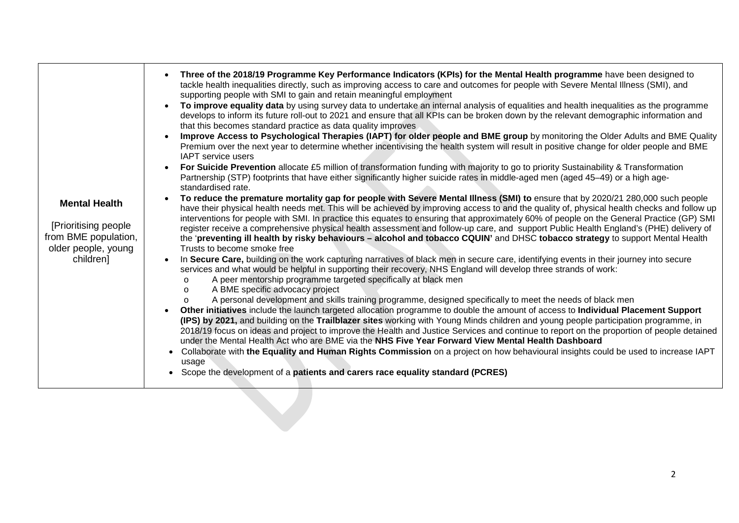| | |
|---|---|
| **Mental Health**<br><br>[Prioritising people from BME population, older people, young children] | • **Three of the 2018/19 Programme Key Performance Indicators (KPIs) for the Mental Health programme** have been designed to tackle health inequalities directly, such as improving access to care and outcomes for people with Severe Mental Illness (SMI), and supporting people with SMI to gain and retain meaningful employment<br>• **To improve equality data** by using survey data to undertake an internal analysis of equalities and health inequalities as the programme develops to inform its future roll-out to 2021 and ensure that all KPIs can be broken down by the relevant demographic information and that this becomes standard practice as data quality improves<br>• **Improve Access to Psychological Therapies (IAPT) for older people and BME group** by monitoring the Older Adults and BME Quality Premium over the next year to determine whether incentivising the health system will result in positive change for older people and BME IAPT service users<br>• **For Suicide Prevention** allocate £5 million of transformation funding with majority to go to priority Sustainability & Transformation Partnership (STP) footprints that have either significantly higher suicide rates in middle-aged men (aged 45–49) or a high age-standardised rate.<br>• **To reduce the premature mortality gap for people with Severe Mental Illness (SMI) to** ensure that by 2020/21 280,000 such people have their physical health needs met. This will be achieved by improving access to and the quality of, physical health checks and follow up interventions for people with SMI. In practice this equates to ensuring that approximately 60% of people on the General Practice (GP) SMI register receive a comprehensive physical health assessment and follow-up care, and support Public Health England's (PHE) delivery of the '**preventing ill health by risky behaviours – alcohol and tobacco CQUIN'** and DHSC **tobacco strategy** to support Mental Health Trusts to become smoke free<br>• In **Secure Care,** building on the work capturing narratives of black men in secure care, identifying events in their journey into secure services and what would be helpful in supporting their recovery, NHS England will develop three strands of work:<br>&nbsp;&nbsp;&nbsp;&nbsp;o A peer mentorship programme targeted specifically at black men<br>&nbsp;&nbsp;&nbsp;&nbsp;o A BME specific advocacy project<br>&nbsp;&nbsp;&nbsp;&nbsp;o A personal development and skills training programme, designed specifically to meet the needs of black men<br>• **Other initiatives** include the launch targeted allocation programme to double the amount of access to **Individual Placement Support (IPS) by 2021,** and building on the **Trailblazer sites** working with Young Minds children and young people participation programme, in 2018/19 focus on ideas and project to improve the Health and Justice Services and continue to report on the proportion of people detained under the Mental Health Act who are BME via the **NHS Five Year Forward View Mental Health Dashboard**<br>• Collaborate with **the Equality and Human Rights Commission** on a project on how behavioural insights could be used to increase IAPT usage<br>• Scope the development of a **patients and carers race equality standard (PCRES)** |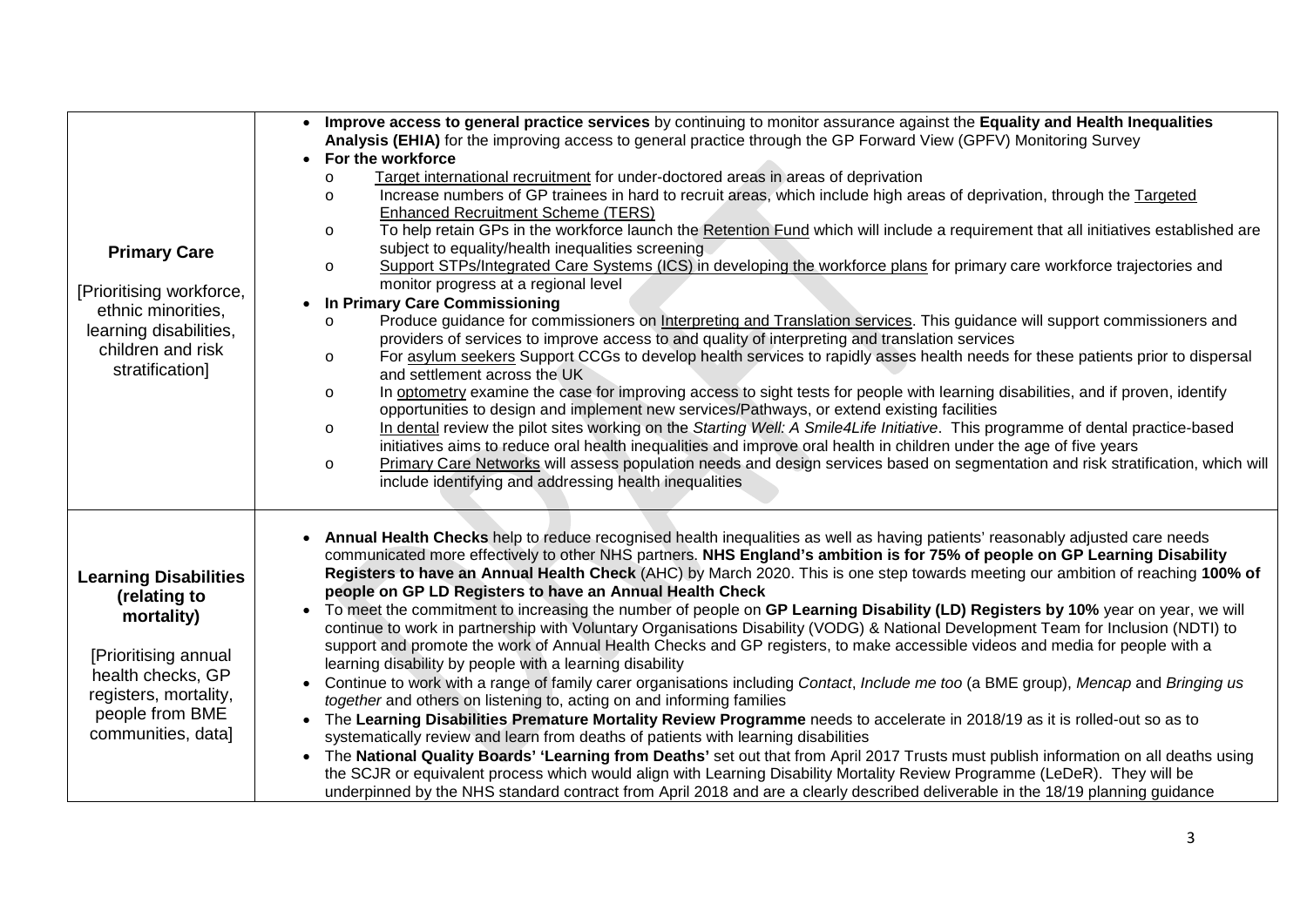| | |
|---|---|
| **Primary Care**<br><br>[Prioritising workforce, ethnic minorities, learning disabilities, children and risk stratification] | • **Improve access to general practice services** by continuing to monitor assurance against the **Equality and Health Inequalities Analysis (EHIA)** for the improving access to general practice through the GP Forward View (GPFV) Monitoring Survey<br>• **For the workforce**<br>o Target international recruitment for under-doctored areas in areas of deprivation<br>o Increase numbers of GP trainees in hard to recruit areas, which include high areas of deprivation, through the Targeted Enhanced Recruitment Scheme (TERS)<br>o To help retain GPs in the workforce launch the Retention Fund which will include a requirement that all initiatives established are subject to equality/health inequalities screening<br>o Support STPs/Integrated Care Systems (ICS) in developing the workforce plans for primary care workforce trajectories and monitor progress at a regional level<br>• **In Primary Care Commissioning**<br>o Produce guidance for commissioners on Interpreting and Translation services. This guidance will support commissioners and providers of services to improve access to and quality of interpreting and translation services<br>o For asylum seekers Support CCGs to develop health services to rapidly asses health needs for these patients prior to dispersal and settlement across the UK<br>o In optometry examine the case for improving access to sight tests for people with learning disabilities, and if proven, identify opportunities to design and implement new services/Pathways, or extend existing facilities<br>o In dental review the pilot sites working on the *Starting Well: A Smile4Life Initiative*. This programme of dental practice-based initiatives aims to reduce oral health inequalities and improve oral health in children under the age of five years<br>o Primary Care Networks will assess population needs and design services based on segmentation and risk stratification, which will include identifying and addressing health inequalities |
| **Learning Disabilities (relating to mortality)**<br><br>[Prioritising annual health checks, GP registers, mortality, people from BME communities, data] | • **Annual Health Checks** help to reduce recognised health inequalities as well as having patients' reasonably adjusted care needs communicated more effectively to other NHS partners. **NHS England's ambition is for 75% of people on GP Learning Disability Registers to have an Annual Health Check** (AHC) by March 2020. This is one step towards meeting our ambition of reaching **100% of people on GP LD Registers to have an Annual Health Check**<br>• To meet the commitment to increasing the number of people on **GP Learning Disability (LD) Registers by 10%** year on year, we will continue to work in partnership with Voluntary Organisations Disability (VODG) & National Development Team for Inclusion (NDTI) to support and promote the work of Annual Health Checks and GP registers, to make accessible videos and media for people with a learning disability by people with a learning disability<br>• Continue to work with a range of family carer organisations including *Contact*, *Include me too* (a BME group), *Mencap* and *Bringing us together* and others on listening to, acting on and informing families<br>• The **Learning Disabilities Premature Mortality Review Programme** needs to accelerate in 2018/19 as it is rolled-out so as to systematically review and learn from deaths of patients with learning disabilities<br>• The **National Quality Boards' 'Learning from Deaths'** set out that from April 2017 Trusts must publish information on all deaths using the SCJR or equivalent process which would align with Learning Disability Mortality Review Programme (LeDeR). They will be underpinned by the NHS standard contract from April 2018 and are a clearly described deliverable in the 18/19 planning guidance |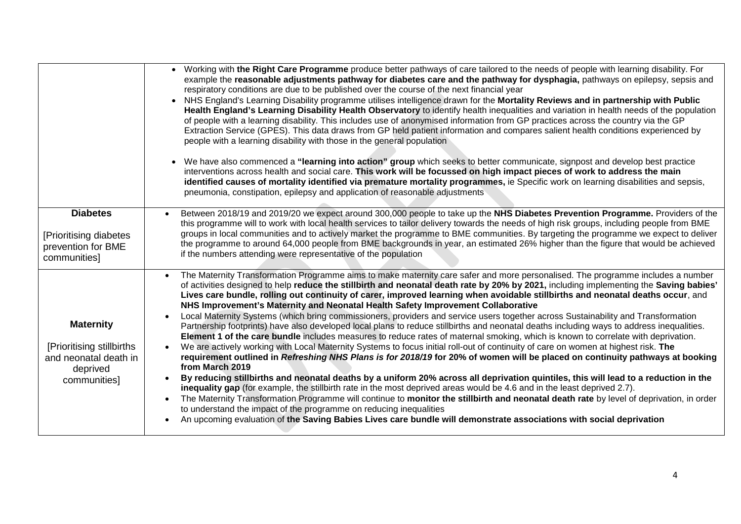| | |
|---|---|
| | • Working with **the Right Care Programme** produce better pathways of care tailored to the needs of people with learning disability. For example the **reasonable adjustments pathway for diabetes care and the pathway for dysphagia,** pathways on epilepsy, sepsis and respiratory conditions are due to be published over the course of the next financial year<br>• NHS England's Learning Disability programme utilises intelligence drawn for the **Mortality Reviews and in partnership with Public Health England's Learning Disability Health Observatory** to identify health inequalities and variation in health needs of the population of people with a learning disability. This includes use of anonymised information from GP practices across the country via the GP Extraction Service (GPES). This data draws from GP held patient information and compares salient health conditions experienced by people with a learning disability with those in the general population<br>• We have also commenced a **"learning into action" group** which seeks to better communicate, signpost and develop best practice interventions across health and social care. **This work will be focussed on high impact pieces of work to address the main identified causes of mortality identified via premature mortality programmes,** ie Specific work on learning disabilities and sepsis, pneumonia, constipation, epilepsy and application of reasonable adjustments |
| **Diabetes**<br><br>[Prioritising diabetes prevention for BME communities] | • Between 2018/19 and 2019/20 we expect around 300,000 people to take up the **NHS Diabetes Prevention Programme.** Providers of the this programme will to work with local health services to tailor delivery towards the needs of high risk groups, including people from BME groups in local communities and to actively market the programme to BME communities. By targeting the programme we expect to deliver the programme to around 64,000 people from BME backgrounds in year, an estimated 26% higher than the figure that would be achieved if the numbers attending were representative of the population |
| **Maternity**<br><br>[Prioritising stillbirths and neonatal death in deprived communities] | • The Maternity Transformation Programme aims to make maternity care safer and more personalised. The programme includes a number of activities designed to help **reduce the stillbirth and neonatal death rate by 20% by 2021,** including implementing the **Saving babies' Lives care bundle, rolling out continuity of carer, improved learning when avoidable stillbirths and neonatal deaths occur**, and **NHS Improvement's Maternity and Neonatal Health Safety Improvement Collaborative**<br>• Local Maternity Systems (which bring commissioners, providers and service users together across Sustainability and Transformation Partnership footprints) have also developed local plans to reduce stillbirths and neonatal deaths including ways to address inequalities. **Element 1 of the care bundle** includes measures to reduce rates of maternal smoking, which is known to correlate with deprivation.<br>• We are actively working with Local Maternity Systems to focus initial roll-out of continuity of care on women at highest risk. **The requirement outlined in *Refreshing NHS Plans is for 2018/19* for 20% of women will be placed on continuity pathways at booking from March 2019**<br>• **By reducing stillbirths and neonatal deaths by a uniform 20% across all deprivation quintiles, this will lead to a reduction in the inequality gap** (for example, the stillbirth rate in the most deprived areas would be 4.6 and in the least deprived 2.7).<br>• The Maternity Transformation Programme will continue to **monitor the stillbirth and neonatal death rate** by level of deprivation, in order to understand the impact of the programme on reducing inequalities<br>• An upcoming evaluation of **the Saving Babies Lives care bundle will demonstrate associations with social deprivation** |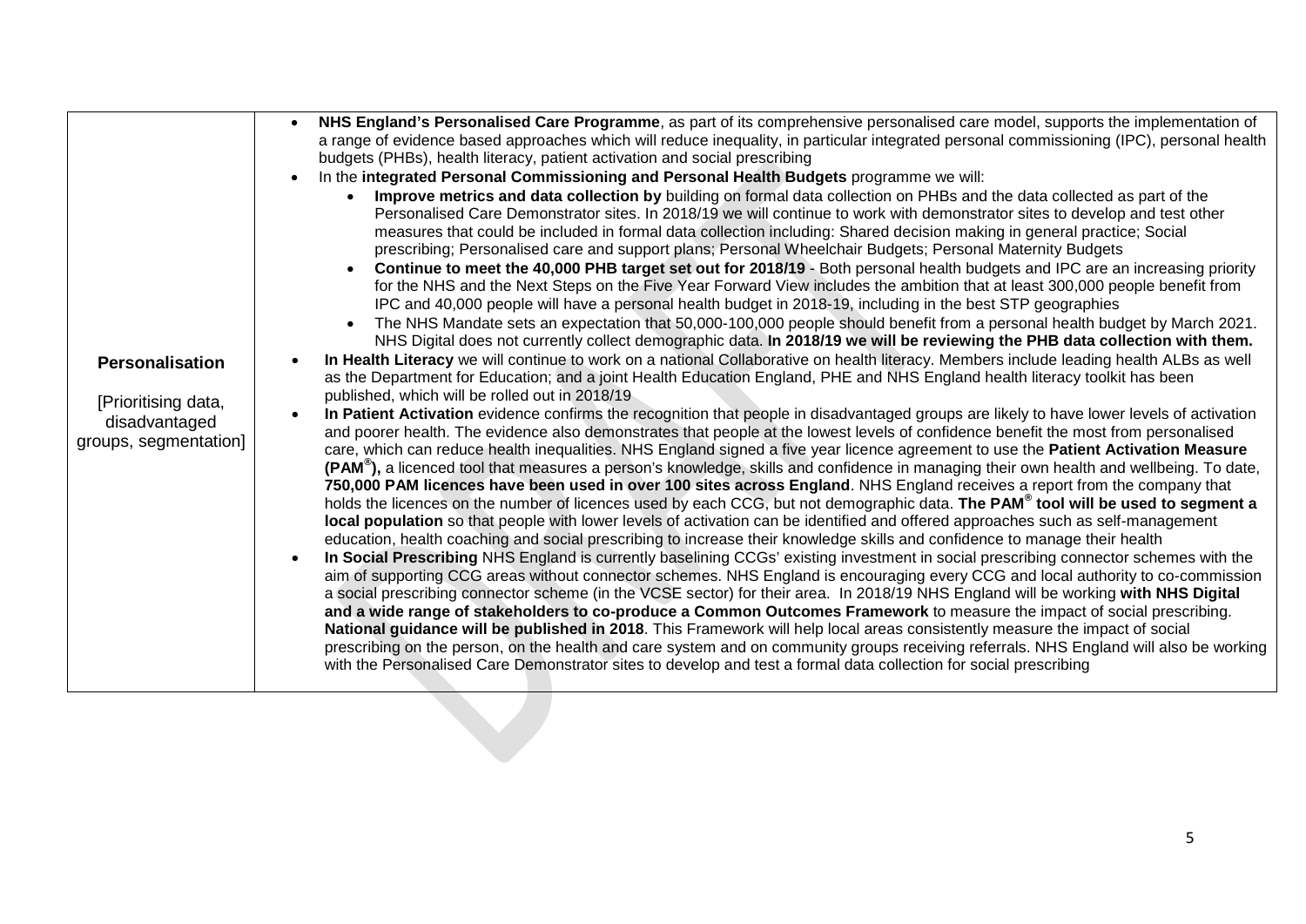| **Personalisation**<br><br>[Prioritising data, disadvantaged groups, segmentation] | • **NHS England's Personalised Care Programme**, as part of its comprehensive personalised care model, supports the implementation of a range of evidence based approaches which will reduce inequality, in particular integrated personal commissioning (IPC), personal health budgets (PHBs), health literacy, patient activation and social prescribing<br>• In the **integrated Personal Commissioning and Personal Health Budgets** programme we will:<br>&nbsp;&nbsp;&nbsp;&nbsp;• **Improve metrics and data collection by** building on formal data collection on PHBs and the data collected as part of the Personalised Care Demonstrator sites. In 2018/19 we will continue to work with demonstrator sites to develop and test other measures that could be included in formal data collection including: Shared decision making in general practice; Social prescribing; Personalised care and support plans; Personal Wheelchair Budgets; Personal Maternity Budgets<br>&nbsp;&nbsp;&nbsp;&nbsp;• **Continue to meet the 40,000 PHB target set out for 2018/19** - Both personal health budgets and IPC are an increasing priority for the NHS and the Next Steps on the Five Year Forward View includes the ambition that at least 300,000 people benefit from IPC and 40,000 people will have a personal health budget in 2018-19, including in the best STP geographies<br>&nbsp;&nbsp;&nbsp;&nbsp;• The NHS Mandate sets an expectation that 50,000-100,000 people should benefit from a personal health budget by March 2021. NHS Digital does not currently collect demographic data. **In 2018/19 we will be reviewing the PHB data collection with them.**<br>• **In Health Literacy** we will continue to work on a national Collaborative on health literacy. Members include leading health ALBs as well as the Department for Education; and a joint Health Education England, PHE and NHS England health literacy toolkit has been published, which will be rolled out in 2018/19<br>• **In Patient Activation** evidence confirms the recognition that people in disadvantaged groups are likely to have lower levels of activation and poorer health. The evidence also demonstrates that people at the lowest levels of confidence benefit the most from personalised care, which can reduce health inequalities. NHS England signed a five year licence agreement to use the **Patient Activation Measure (PAM®),** a licenced tool that measures a person's knowledge, skills and confidence in managing their own health and wellbeing. To date, **750,000 PAM licences have been used in over 100 sites across England**. NHS England receives a report from the company that holds the licences on the number of licences used by each CCG, but not demographic data. **The PAM® tool will be used to segment a local population** so that people with lower levels of activation can be identified and offered approaches such as self-management education, health coaching and social prescribing to increase their knowledge skills and confidence to manage their health<br>• **In Social Prescribing** NHS England is currently baselining CCGs' existing investment in social prescribing connector schemes with the aim of supporting CCG areas without connector schemes. NHS England is encouraging every CCG and local authority to co-commission a social prescribing connector scheme (in the VCSE sector) for their area. In 2018/19 NHS England will be working **with NHS Digital and a wide range of stakeholders to co-produce a Common Outcomes Framework** to measure the impact of social prescribing. **National guidance will be published in 2018**. This Framework will help local areas consistently measure the impact of social prescribing on the person, on the health and care system and on community groups receiving referrals. NHS England will also be working with the Personalised Care Demonstrator sites to develop and test a formal data collection for social prescribing |
|---|---|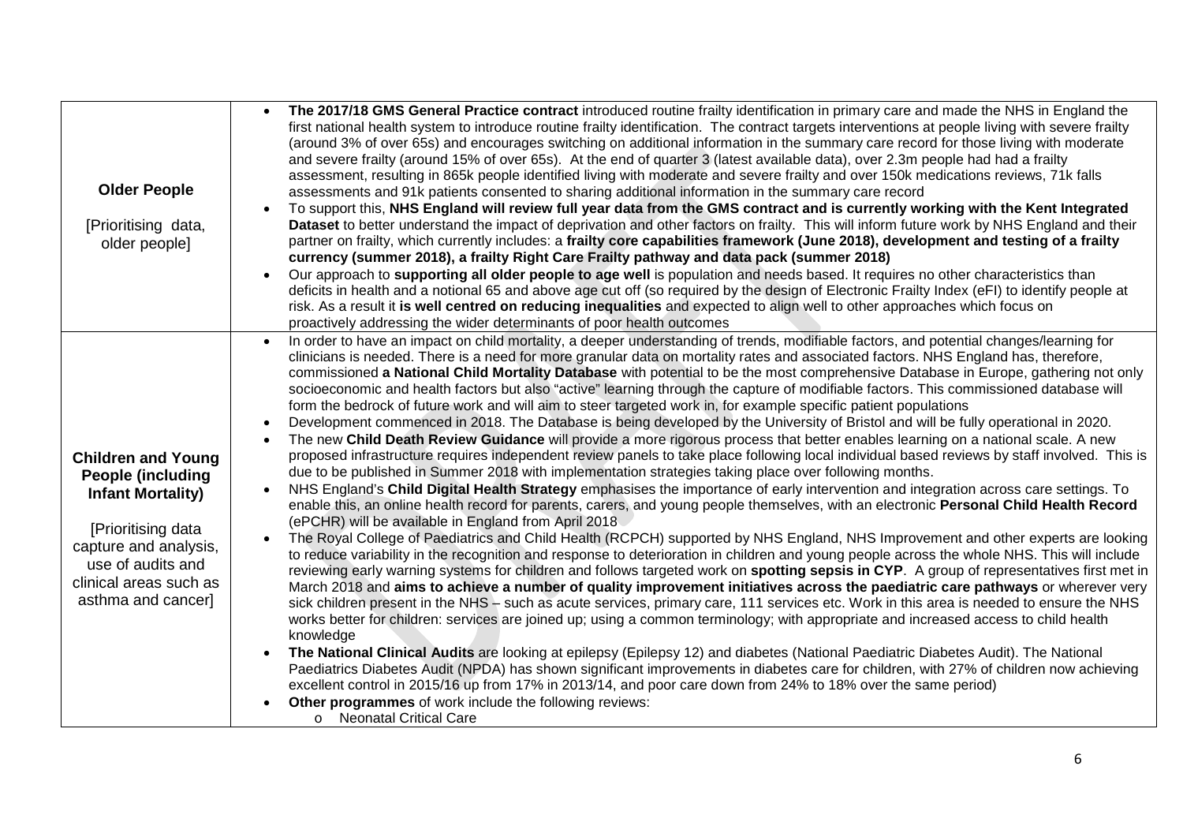| | |
|---|---|
| **Older People**<br><br>[Prioritising data, older people] | • **The 2017/18 GMS General Practice contract** introduced routine frailty identification in primary care and made the NHS in England the first national health system to introduce routine frailty identification. The contract targets interventions at people living with severe frailty (around 3% of over 65s) and encourages switching on additional information in the summary care record for those living with moderate and severe frailty (around 15% of over 65s). At the end of quarter 3 (latest available data), over 2.3m people had had a frailty assessment, resulting in 865k people identified living with moderate and severe frailty and over 150k medications reviews, 71k falls assessments and 91k patients consented to sharing additional information in the summary care record<br>• To support this, **NHS England will review full year data from the GMS contract and is currently working with the Kent Integrated Dataset** to better understand the impact of deprivation and other factors on frailty. This will inform future work by NHS England and their partner on frailty, which currently includes: a **frailty core capabilities framework (June 2018), development and testing of a frailty currency (summer 2018), a frailty Right Care Frailty pathway and data pack (summer 2018)**<br>• Our approach to **supporting all older people to age well** is population and needs based. It requires no other characteristics than deficits in health and a notional 65 and above age cut off (so required by the design of Electronic Frailty Index (eFI) to identify people at risk. As a result it **is well centred on reducing inequalities** and expected to align well to other approaches which focus on proactively addressing the wider determinants of poor health outcomes |
| **Children and Young People (including Infant Mortality)**<br><br>[Prioritising data capture and analysis, use of audits and clinical areas such as asthma and cancer] | • In order to have an impact on child mortality, a deeper understanding of trends, modifiable factors, and potential changes/learning for clinicians is needed. There is a need for more granular data on mortality rates and associated factors. NHS England has, therefore, commissioned **a National Child Mortality Database** with potential to be the most comprehensive Database in Europe, gathering not only socioeconomic and health factors but also "active" learning through the capture of modifiable factors. This commissioned database will form the bedrock of future work and will aim to steer targeted work in, for example specific patient populations<br>• Development commenced in 2018. The Database is being developed by the University of Bristol and will be fully operational in 2020.<br>• The new **Child Death Review Guidance** will provide a more rigorous process that better enables learning on a national scale. A new proposed infrastructure requires independent review panels to take place following local individual based reviews by staff involved. This is due to be published in Summer 2018 with implementation strategies taking place over following months.<br>• NHS England's **Child Digital Health Strategy** emphasises the importance of early intervention and integration across care settings. To enable this, an online health record for parents, carers, and young people themselves, with an electronic **Personal Child Health Record** (ePCHR) will be available in England from April 2018<br>• The Royal College of Paediatrics and Child Health (RCPCH) supported by NHS England, NHS Improvement and other experts are looking to reduce variability in the recognition and response to deterioration in children and young people across the whole NHS. This will include reviewing early warning systems for children and follows targeted work on **spotting sepsis in CYP**. A group of representatives first met in March 2018 and **aims to achieve a number of quality improvement initiatives across the paediatric care pathways** or wherever very sick children present in the NHS – such as acute services, primary care, 111 services etc. Work in this area is needed to ensure the NHS works better for children: services are joined up; using a common terminology; with appropriate and increased access to child health knowledge<br>• **The National Clinical Audits** are looking at epilepsy (Epilepsy 12) and diabetes (National Paediatric Diabetes Audit). The National Paediatrics Diabetes Audit (NPDA) has shown significant improvements in diabetes care for children, with 27% of children now achieving excellent control in 2015/16 up from 17% in 2013/14, and poor care down from 24% to 18% over the same period)<br>• **Other programmes** of work include the following reviews:<br>&nbsp;&nbsp;&nbsp;&nbsp;o Neonatal Critical Care |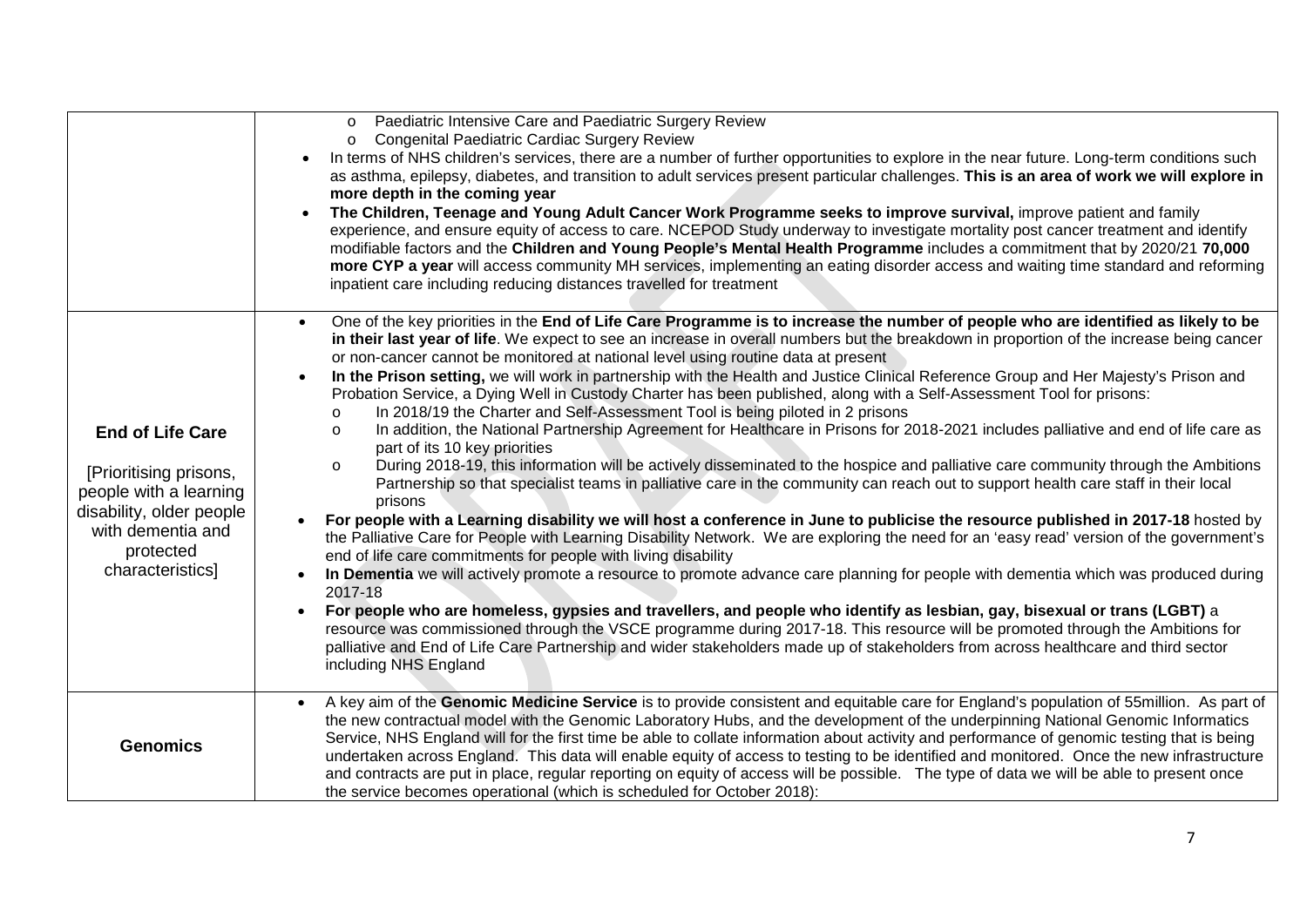| | |
|---|---|
| | <ul><li>Paediatric Intensive Care and Paediatric Surgery Review</li><li>Congenital Paediatric Cardiac Surgery Review</li></ul><ul><li>In terms of NHS children's services, there are a number of further opportunities to explore in the near future. Long-term conditions such as asthma, epilepsy, diabetes, and transition to adult services present particular challenges. **This is an area of work we will explore in more depth in the coming year**</li><li>**The Children, Teenage and Young Adult Cancer Work Programme seeks to improve survival,** improve patient and family experience, and ensure equity of access to care. NCEPOD Study underway to investigate mortality post cancer treatment and identify modifiable factors and the **Children and Young People's Mental Health Programme** includes a commitment that by 2020/21 **70,000 more CYP a year** will access community MH services, implementing an eating disorder access and waiting time standard and reforming inpatient care including reducing distances travelled for treatment</li></ul> |
| **End of Life Care**<br><br>[Prioritising prisons, people with a learning disability, older people with dementia and protected characteristics] | <ul><li>One of the key priorities in the **End of Life Care Programme is to increase the number of people who are identified as likely to be in their last year of life**. We expect to see an increase in overall numbers but the breakdown in proportion of the increase being cancer or non-cancer cannot be monitored at national level using routine data at present</li><li>**In the Prison setting,** we will work in partnership with the Health and Justice Clinical Reference Group and Her Majesty's Prison and Probation Service, a Dying Well in Custody Charter has been published, along with a Self-Assessment Tool for prisons:<ul><li>In 2018/19 the Charter and Self-Assessment Tool is being piloted in 2 prisons</li><li>In addition, the National Partnership Agreement for Healthcare in Prisons for 2018-2021 includes palliative and end of life care as part of its 10 key priorities</li><li>During 2018-19, this information will be actively disseminated to the hospice and palliative care community through the Ambitions Partnership so that specialist teams in palliative care in the community can reach out to support health care staff in their local prisons</li></ul></li><li>**For people with a Learning disability we will host a conference in June to publicise the resource published in 2017-18** hosted by the Palliative Care for People with Learning Disability Network. We are exploring the need for an 'easy read' version of the government's end of life care commitments for people with living disability</li><li>**In Dementia** we will actively promote a resource to promote advance care planning for people with dementia which was produced during 2017-18</li><li>**For people who are homeless, gypsies and travellers, and people who identify as lesbian, gay, bisexual or trans (LGBT)** a resource was commissioned through the VSCE programme during 2017-18. This resource will be promoted through the Ambitions for palliative and End of Life Care Partnership and wider stakeholders made up of stakeholders from across healthcare and third sector including NHS England</li></ul> |
| **Genomics** | <ul><li>A key aim of the **Genomic Medicine Service** is to provide consistent and equitable care for England's population of 55million. As part of the new contractual model with the Genomic Laboratory Hubs, and the development of the underpinning National Genomic Informatics Service, NHS England will for the first time be able to collate information about activity and performance of genomic testing that is being undertaken across England. This data will enable equity of access to testing to be identified and monitored. Once the new infrastructure and contracts are put in place, regular reporting on equity of access will be possible. The type of data we will be able to present once the service becomes operational (which is scheduled for October 2018):</li></ul> |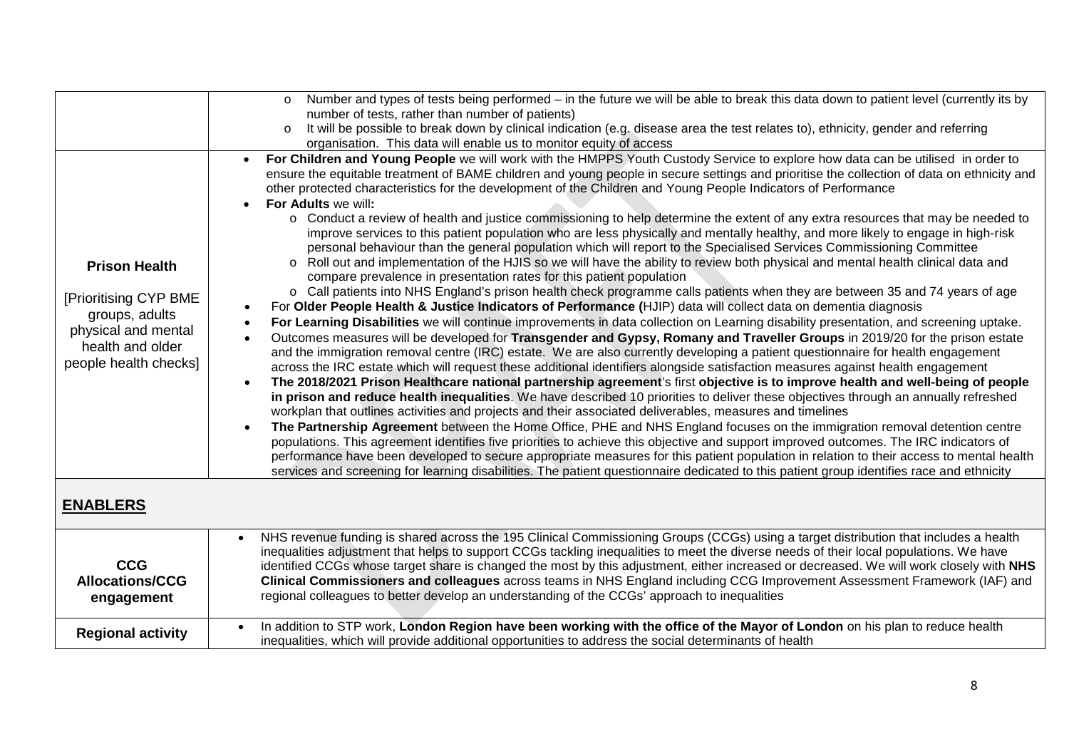| | |
|---|---|
| | ○ Number and types of tests being performed – in the future we will be able to break this data down to patient level (currently its by number of tests, rather than number of patients)<br>○ It will be possible to break down by clinical indication (e.g. disease area the test relates to), ethnicity, gender and referring organisation. This data will enable us to monitor equity of access |
| **Prison Health**<br><br>[Prioritising CYP BME groups, adults physical and mental health and older people health checks] | • **For Children and Young People** we will work with the HMPPS Youth Custody Service to explore how data can be utilised in order to ensure the equitable treatment of BAME children and young people in secure settings and prioritise the collection of data on ethnicity and other protected characteristics for the development of the Children and Young People Indicators of Performance<br>• **For Adults** we will**:**<br>○ Conduct a review of health and justice commissioning to help determine the extent of any extra resources that may be needed to improve services to this patient population who are less physically and mentally healthy, and more likely to engage in high-risk personal behaviour than the general population which will report to the Specialised Services Commissioning Committee<br>○ Roll out and implementation of the HJIS so we will have the ability to review both physical and mental health clinical data and compare prevalence in presentation rates for this patient population<br>○ Call patients into NHS England's prison health check programme calls patients when they are between 35 and 74 years of age<br>• For **Older People Health & Justice Indicators of Performance (**HJIP) data will collect data on dementia diagnosis<br>• **For Learning Disabilities** we will continue improvements in data collection on Learning disability presentation, and screening uptake.<br>• Outcomes measures will be developed for **Transgender and Gypsy, Romany and Traveller Groups** in 2019/20 for the prison estate and the immigration removal centre (IRC) estate. We are also currently developing a patient questionnaire for health engagement across the IRC estate which will request these additional identifiers alongside satisfaction measures against health engagement<br>• **The 2018/2021 Prison Healthcare national partnership agreement**'s first **objective is to improve health and well-being of people in prison and reduce health inequalities**. We have described 10 priorities to deliver these objectives through an annually refreshed workplan that outlines activities and projects and their associated deliverables, measures and timelines<br>• **The Partnership Agreement** between the Home Office, PHE and NHS England focuses on the immigration removal detention centre populations. This agreement identifies five priorities to achieve this objective and support improved outcomes. The IRC indicators of performance have been developed to secure appropriate measures for this patient population in relation to their access to mental health services and screening for learning disabilities. The patient questionnaire dedicated to this patient group identifies race and ethnicity |

## ENABLERS

| | |
|---|---|
| **CCG Allocations/CCG engagement** | • NHS revenue funding is shared across the 195 Clinical Commissioning Groups (CCGs) using a target distribution that includes a health inequalities adjustment that helps to support CCGs tackling inequalities to meet the diverse needs of their local populations. We have identified CCGs whose target share is changed the most by this adjustment, either increased or decreased. We will work closely with **NHS Clinical Commissioners and colleagues** across teams in NHS England including CCG Improvement Assessment Framework (IAF) and regional colleagues to better develop an understanding of the CCGs' approach to inequalities |
| **Regional activity** | • In addition to STP work, **London Region have been working with the office of the Mayor of London** on his plan to reduce health inequalities, which will provide additional opportunities to address the social determinants of health |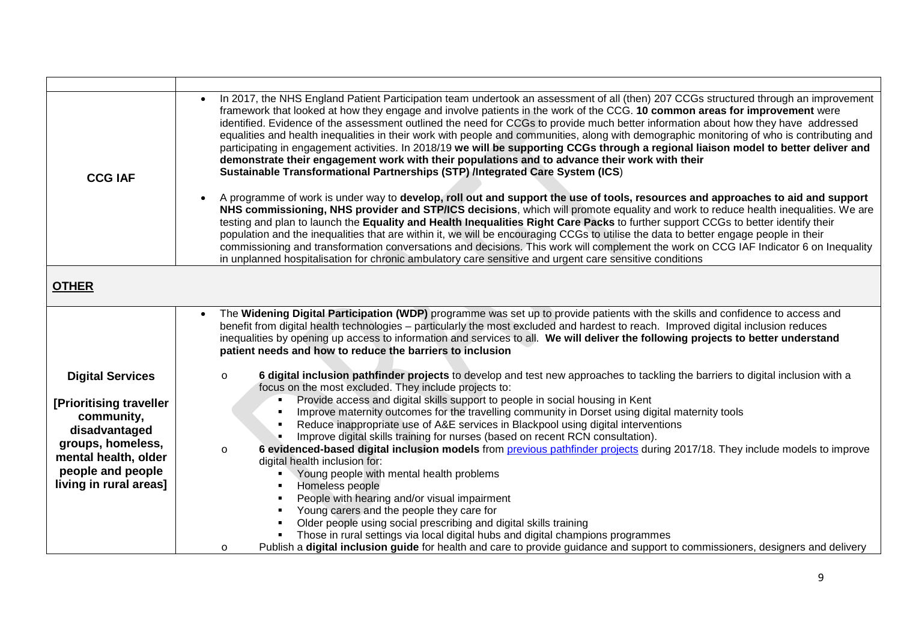| | |
|---|---|
| **CCG IAF** | • In 2017, the NHS England Patient Participation team undertook an assessment of all (then) 207 CCGs structured through an improvement framework that looked at how they engage and involve patients in the work of the CCG. **10 common areas for improvement** were identified. Evidence of the assessment outlined the need for CCGs to provide much better information about how they have addressed equalities and health inequalities in their work with people and communities, along with demographic monitoring of who is contributing and participating in engagement activities. In 2018/19 **we will be supporting CCGs through a regional liaison model to better deliver and demonstrate their engagement work with their populations and to advance their work with their Sustainable Transformational Partnerships (STP) /Integrated Care System (ICS)**<br><br>• A programme of work is under way to **develop, roll out and support the use of tools, resources and approaches to aid and support NHS commissioning, NHS provider and STP/ICS decisions**, which will promote equality and work to reduce health inequalities. We are testing and plan to launch the **Equality and Health Inequalities Right Care Packs** to further support CCGs to better identify their population and the inequalities that are within it, we will be encouraging CCGs to utilise the data to better engage people in their commissioning and transformation conversations and decisions. This work will complement the work on CCG IAF Indicator 6 on Inequality in unplanned hospitalisation for chronic ambulatory care sensitive and urgent care sensitive conditions |

**OTHER**

| | |
|---|---|
| **Digital Services**<br><br>**[Prioritising traveller community, disadvantaged groups, homeless, mental health, older people and people living in rural areas]** | • The **Widening Digital Participation (WDP)** programme was set up to provide patients with the skills and confidence to access and benefit from digital health technologies – particularly the most excluded and hardest to reach. Improved digital inclusion reduces inequalities by opening up access to information and services to all. **We will deliver the following projects to better understand patient needs and how to reduce the barriers to inclusion**<br><br>o **6 digital inclusion pathfinder projects** to develop and test new approaches to tackling the barriers to digital inclusion with a focus on the most excluded. They include projects to:<br>▪ Provide access and digital skills support to people in social housing in Kent<br>▪ Improve maternity outcomes for the travelling community in Dorset using digital maternity tools<br>▪ Reduce inappropriate use of A&E services in Blackpool using digital interventions<br>▪ Improve digital skills training for nurses (based on recent RCN consultation).<br>o **6 evidenced-based digital inclusion models** from previous pathfinder projects during 2017/18. They include models to improve digital health inclusion for:<br>▪ Young people with mental health problems<br>▪ Homeless people<br>▪ People with hearing and/or visual impairment<br>▪ Young carers and the people they care for<br>▪ Older people using social prescribing and digital skills training<br>▪ Those in rural settings via local digital hubs and digital champions programmes<br>o Publish a **digital inclusion guide** for health and care to provide guidance and support to commissioners, designers and delivery |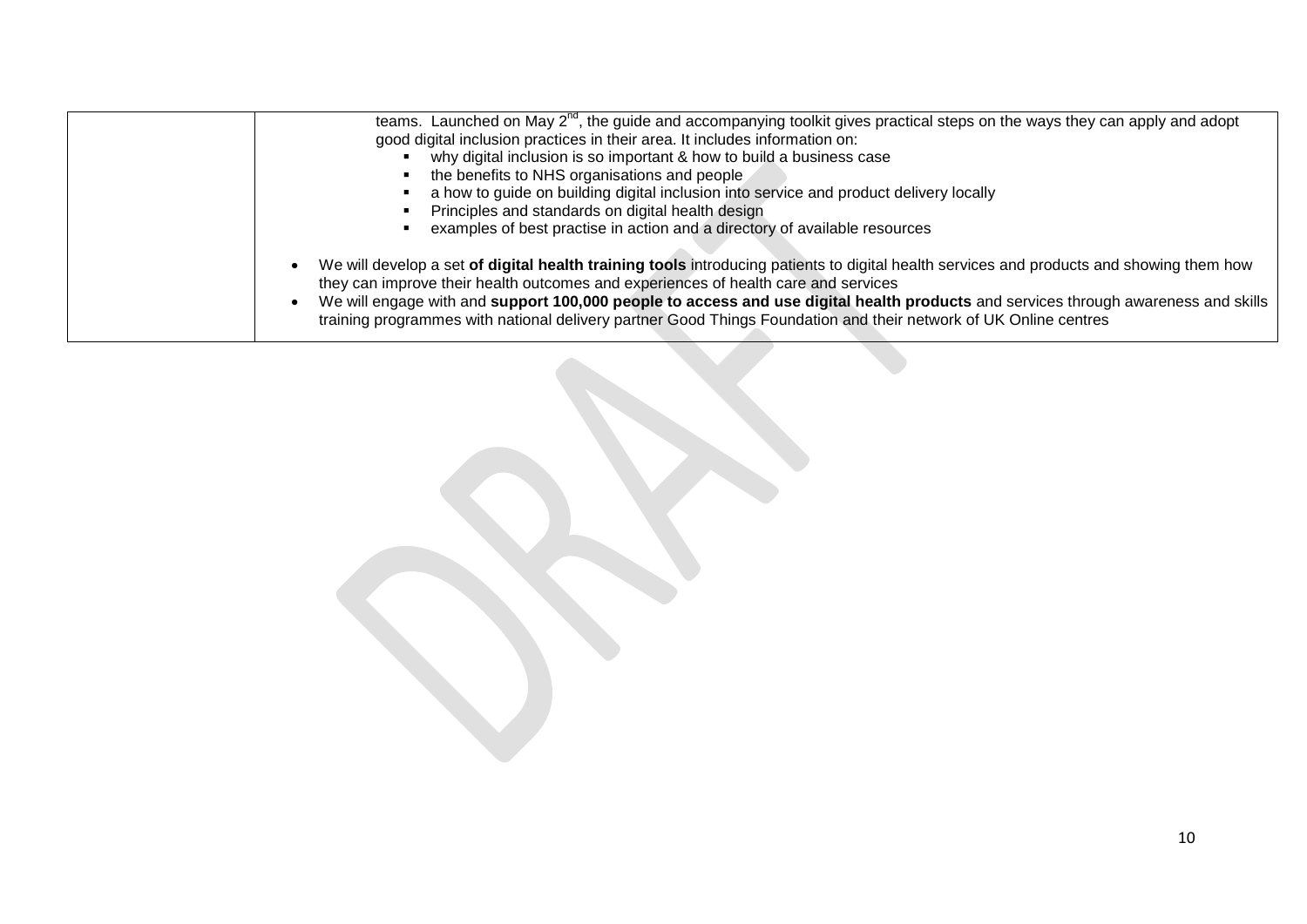| | |
|---|---|
| | teams. Launched on May 2nd, the guide and accompanying toolkit gives practical steps on the ways they can apply and adopt good digital inclusion practices in their area. It includes information on:<br>▪ why digital inclusion is so important & how to build a business case<br>▪ the benefits to NHS organisations and people<br>▪ a how to guide on building digital inclusion into service and product delivery locally<br>▪ Principles and standards on digital health design<br>▪ examples of best practise in action and a directory of available resources<br><br>• We will develop a set **of digital health training tools** introducing patients to digital health services and products and showing them how they can improve their health outcomes and experiences of health care and services<br>• We will engage with and **support 100,000 people to access and use digital health products** and services through awareness and skills training programmes with national delivery partner Good Things Foundation and their network of UK Online centres |